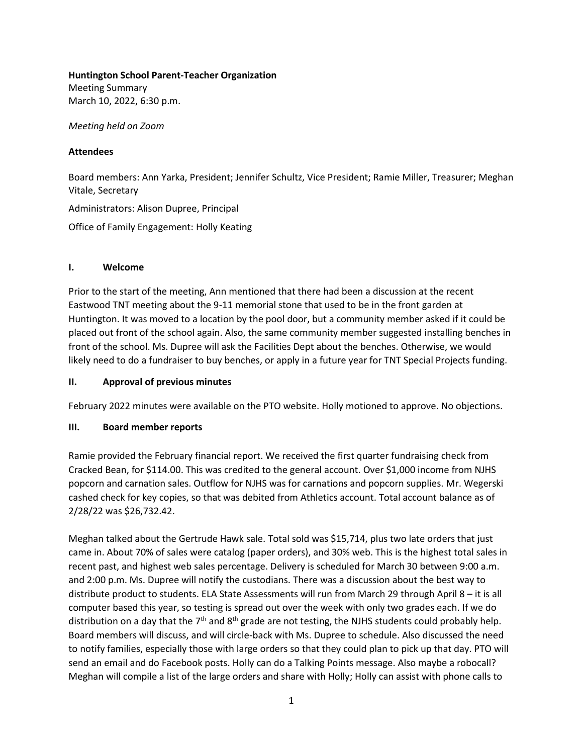**Huntington School Parent-Teacher Organization**
Meeting Summary
March 10, 2022, 6:30 p.m.

*Meeting held on Zoom*

**Attendees**

Board members: Ann Yarka, President; Jennifer Schultz, Vice President; Ramie Miller, Treasurer; Meghan Vitale, Secretary

Administrators: Alison Dupree, Principal

Office of Family Engagement: Holly Keating

## I. Welcome

Prior to the start of the meeting, Ann mentioned that there had been a discussion at the recent Eastwood TNT meeting about the 9-11 memorial stone that used to be in the front garden at Huntington. It was moved to a location by the pool door, but a community member asked if it could be placed out front of the school again. Also, the same community member suggested installing benches in front of the school. Ms. Dupree will ask the Facilities Dept about the benches. Otherwise, we would likely need to do a fundraiser to buy benches, or apply in a future year for TNT Special Projects funding.

## II. Approval of previous minutes

February 2022 minutes were available on the PTO website. Holly motioned to approve. No objections.

## III. Board member reports

Ramie provided the February financial report. We received the first quarter fundraising check from Cracked Bean, for $114.00. This was credited to the general account. Over $1,000 income from NJHS popcorn and carnation sales. Outflow for NJHS was for carnations and popcorn supplies. Mr. Wegerski cashed check for key copies, so that was debited from Athletics account. Total account balance as of 2/28/22 was $26,732.42.

Meghan talked about the Gertrude Hawk sale. Total sold was $15,714, plus two late orders that just came in. About 70% of sales were catalog (paper orders), and 30% web. This is the highest total sales in recent past, and highest web sales percentage. Delivery is scheduled for March 30 between 9:00 a.m. and 2:00 p.m. Ms. Dupree will notify the custodians. There was a discussion about the best way to distribute product to students. ELA State Assessments will run from March 29 through April 8 – it is all computer based this year, so testing is spread out over the week with only two grades each. If we do distribution on a day that the 7th and 8th grade are not testing, the NJHS students could probably help. Board members will discuss, and will circle-back with Ms. Dupree to schedule. Also discussed the need to notify families, especially those with large orders so that they could plan to pick up that day. PTO will send an email and do Facebook posts. Holly can do a Talking Points message. Also maybe a robocall? Meghan will compile a list of the large orders and share with Holly; Holly can assist with phone calls to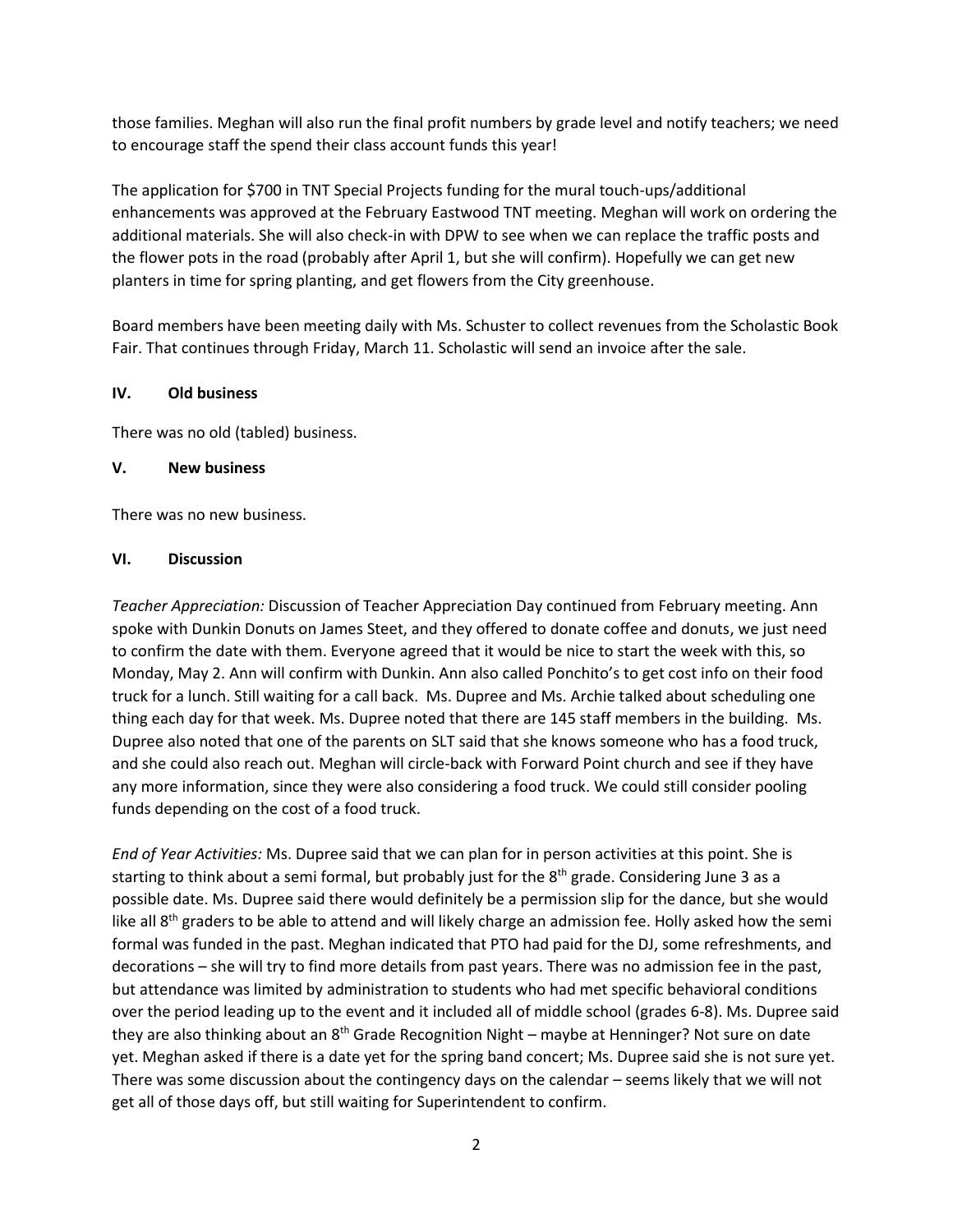those families. Meghan will also run the final profit numbers by grade level and notify teachers; we need to encourage staff the spend their class account funds this year!

The application for $700 in TNT Special Projects funding for the mural touch-ups/additional enhancements was approved at the February Eastwood TNT meeting. Meghan will work on ordering the additional materials. She will also check-in with DPW to see when we can replace the traffic posts and the flower pots in the road (probably after April 1, but she will confirm). Hopefully we can get new planters in time for spring planting, and get flowers from the City greenhouse.

Board members have been meeting daily with Ms. Schuster to collect revenues from the Scholastic Book Fair. That continues through Friday, March 11. Scholastic will send an invoice after the sale.

**IV. Old business**

There was no old (tabled) business.

**V. New business**

There was no new business.

**VI. Discussion**

*Teacher Appreciation:* Discussion of Teacher Appreciation Day continued from February meeting. Ann spoke with Dunkin Donuts on James Steet, and they offered to donate coffee and donuts, we just need to confirm the date with them. Everyone agreed that it would be nice to start the week with this, so Monday, May 2. Ann will confirm with Dunkin. Ann also called Ponchito's to get cost info on their food truck for a lunch. Still waiting for a call back. Ms. Dupree and Ms. Archie talked about scheduling one thing each day for that week. Ms. Dupree noted that there are 145 staff members in the building. Ms. Dupree also noted that one of the parents on SLT said that she knows someone who has a food truck, and she could also reach out. Meghan will circle-back with Forward Point church and see if they have any more information, since they were also considering a food truck. We could still consider pooling funds depending on the cost of a food truck.

*End of Year Activities:* Ms. Dupree said that we can plan for in person activities at this point. She is starting to think about a semi formal, but probably just for the 8th grade. Considering June 3 as a possible date. Ms. Dupree said there would definitely be a permission slip for the dance, but she would like all 8th graders to be able to attend and will likely charge an admission fee. Holly asked how the semi formal was funded in the past. Meghan indicated that PTO had paid for the DJ, some refreshments, and decorations – she will try to find more details from past years. There was no admission fee in the past, but attendance was limited by administration to students who had met specific behavioral conditions over the period leading up to the event and it included all of middle school (grades 6-8). Ms. Dupree said they are also thinking about an 8th Grade Recognition Night – maybe at Henninger? Not sure on date yet. Meghan asked if there is a date yet for the spring band concert; Ms. Dupree said she is not sure yet. There was some discussion about the contingency days on the calendar – seems likely that we will not get all of those days off, but still waiting for Superintendent to confirm.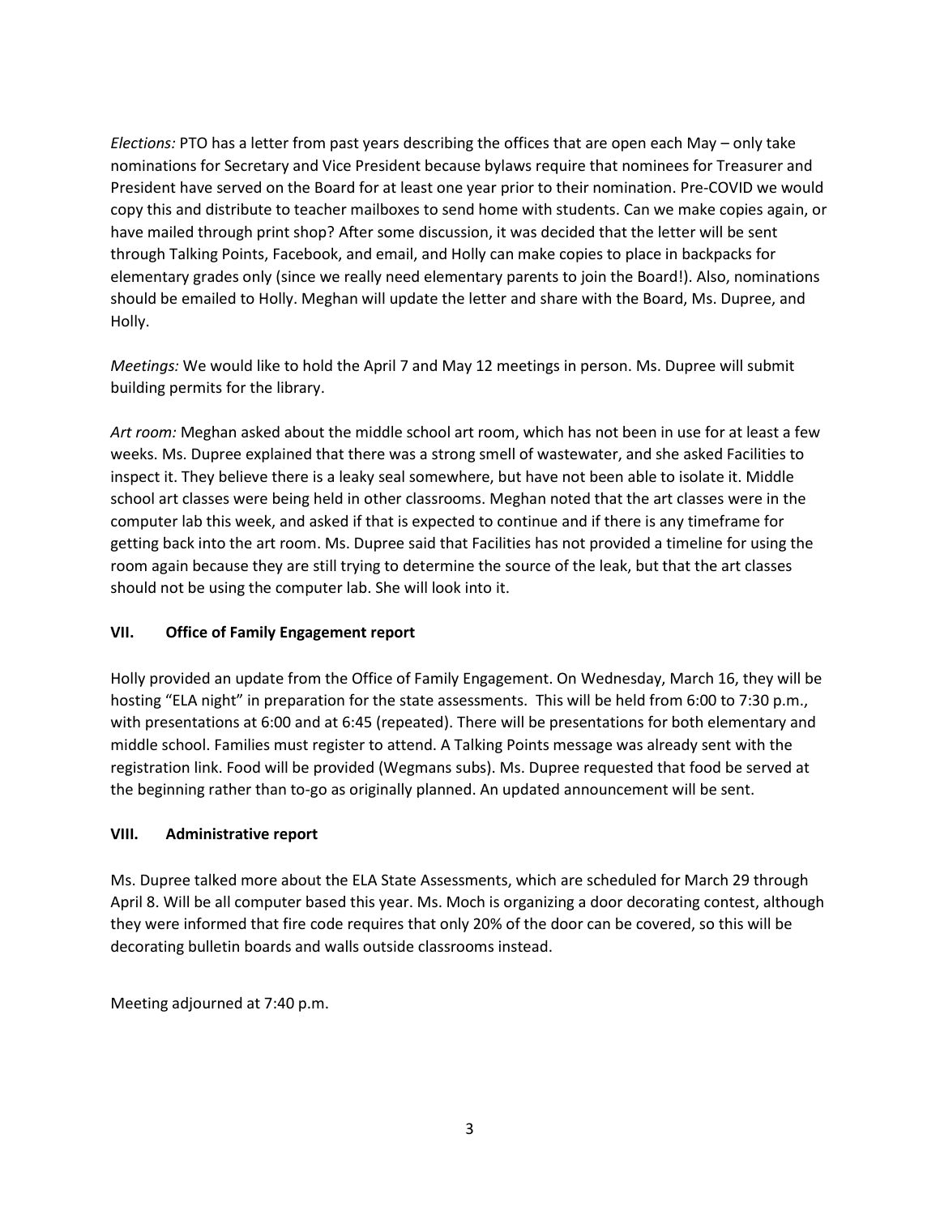*Elections:* PTO has a letter from past years describing the offices that are open each May – only take nominations for Secretary and Vice President because bylaws require that nominees for Treasurer and President have served on the Board for at least one year prior to their nomination. Pre-COVID we would copy this and distribute to teacher mailboxes to send home with students. Can we make copies again, or have mailed through print shop? After some discussion, it was decided that the letter will be sent through Talking Points, Facebook, and email, and Holly can make copies to place in backpacks for elementary grades only (since we really need elementary parents to join the Board!). Also, nominations should be emailed to Holly. Meghan will update the letter and share with the Board, Ms. Dupree, and Holly.

*Meetings:* We would like to hold the April 7 and May 12 meetings in person. Ms. Dupree will submit building permits for the library.

*Art room:* Meghan asked about the middle school art room, which has not been in use for at least a few weeks. Ms. Dupree explained that there was a strong smell of wastewater, and she asked Facilities to inspect it. They believe there is a leaky seal somewhere, but have not been able to isolate it. Middle school art classes were being held in other classrooms. Meghan noted that the art classes were in the computer lab this week, and asked if that is expected to continue and if there is any timeframe for getting back into the art room. Ms. Dupree said that Facilities has not provided a timeline for using the room again because they are still trying to determine the source of the leak, but that the art classes should not be using the computer lab. She will look into it.

## VII. Office of Family Engagement report

Holly provided an update from the Office of Family Engagement. On Wednesday, March 16, they will be hosting "ELA night" in preparation for the state assessments. This will be held from 6:00 to 7:30 p.m., with presentations at 6:00 and at 6:45 (repeated). There will be presentations for both elementary and middle school. Families must register to attend. A Talking Points message was already sent with the registration link. Food will be provided (Wegmans subs). Ms. Dupree requested that food be served at the beginning rather than to-go as originally planned. An updated announcement will be sent.

## VIII. Administrative report

Ms. Dupree talked more about the ELA State Assessments, which are scheduled for March 29 through April 8. Will be all computer based this year. Ms. Moch is organizing a door decorating contest, although they were informed that fire code requires that only 20% of the door can be covered, so this will be decorating bulletin boards and walls outside classrooms instead.

Meeting adjourned at 7:40 p.m.